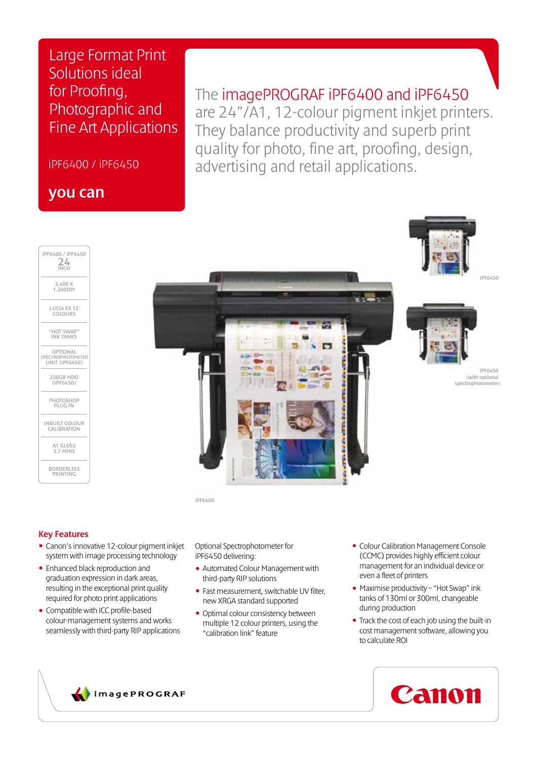# Large Format Print Solutions ideal for Proofing, Photographic and Fine Art Applications

iPF6400 / iPF6450

**you can**

The imagePROGRAF iPF6400 and iPF6450 are 24"/A1, 12-colour pigment inkjet printers. They balance productivity and superb print quality for photo, fine art, proofing, design, advertising and retail applications.

- iPF6400 / iPF6450 24 INCH
- 2,400 X 1,200DPI
- LUCIA EX 12 COLOURS
- "HOT SWAP" INK TANKS
- OPTIONAL SPECTROPHOTOMETER UNIT (IPF6450)
- 250GB HDD (IPF6450)
- PHOTOSHOP PLUG-IN
- INBUILT COLOUR CALIBRATION
- A1 GLOSS 3.7 MINS
- BORDERLESS PRINTING

iPF6450

iPF6450 (with optional spectrophotometer)

iPF6400

## Key Features

- Canon's innovative 12-colour pigment inkjet system with image processing technology
- Enhanced black reproduction and graduation expression in dark areas, resulting in the exceptional print quality required for photo print applications
- Compatible with ICC profile-based colour-management systems and works seamlessly with third-party RIP applications

Optional Spectrophotometer for iPF6450 delivering:

- Automated Colour Management with third-party RIP solutions
- Fast measurement, switchable UV filter, new XRGA standard supported
- Optimal colour consistency between multiple 12 colour printers, using the "calibration link" feature

- Colour Calibration Management Console (CCMC) provides highly efficient colour management for an individual device or even a fleet of printers
- Maximise productivity – "Hot Swap" ink tanks of 130ml or 300ml, changeable during production
- Track the cost of each job using the built-in cost management software, allowing you to calculate ROI

imagePROGRAF

Canon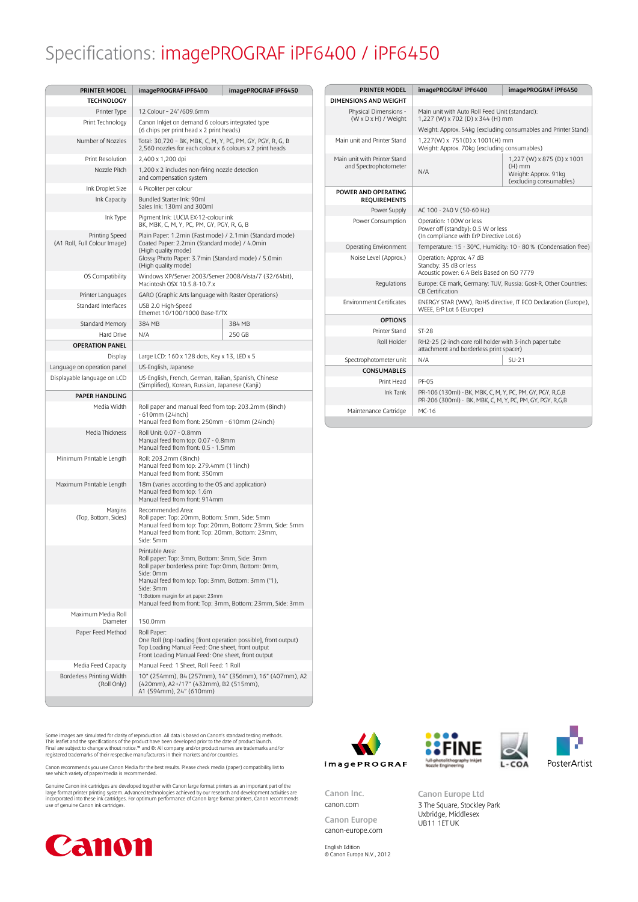# Specifications: imagePROGRAF iPF6400 / iPF6450

| PRINTER MODEL | imagePROGRAF iPF6400 | imagePROGRAF iPF6450 |
|---|---|---|
| **TECHNOLOGY** | | |
| Printer Type | 12 Colour – 24"/609.6mm | |
| Print Technology | Canon Inkjet on demand 6 colours integrated type (6 chips per print head x 2 print heads) | |
| Number of Nozzles | Total: 30,720 – BK, MBK, C, M, Y, PC, PM, GY, PGY, R, G, B 2,560 nozzles for each colour x 6 colours x 2 print heads | |
| Print Resolution | 2,400 x 1,200 dpi | |
| Nozzle Pitch | 1,200 x 2 includes non-firing nozzle detection and compensation system | |
| Ink Droplet Size | 4 Picoliter per colour | |
| Ink Capacity | Bundled Starter Ink: 90ml<br>Sales Ink: 130ml and 300ml | |
| Ink Type | Pigment Ink: LUCIA EX-12-colour ink<br>BK, MBK, C, M, Y, PC, PM, GY, PGY, R, G, B | |
| Printing Speed (A1 Roll, Full Colour Image) | Plain Paper: 1.2min (Fast mode) / 2.1min (Standard mode)<br>Coated Paper: 2.2min (Standard mode) / 4.0min (High quality mode)<br>Glossy Photo Paper: 3.7min (Standard mode) / 5.0min (High quality mode) | |
| OS Compatibility | Windows XP/Server 2003/Server 2008/Vista/7 (32/64bit), Macintosh OSX 10.5.8-10.7.x | |
| Printer Languages | GARO (Graphic Arts language with Raster Operations) | |
| Standard Interfaces | USB 2.0 High-Speed<br>Ethernet 10/100/1000 Base-T/TX | |
| Standard Memory | 384 MB | 384 MB |
| Hard Drive | N/A | 250 GB |
| **OPERATION PANEL** | | |
| Display | Large LCD: 160 x 128 dots, Key x 13, LED x 5 | |
| Language on operation panel | US-English, Japanese | |
| Displayable language on LCD | US-English, French, German, Italian, Spanish, Chinese (Simplified), Korean, Russian, Japanese (Kanji) | |
| **PAPER HANDLING** | | |
| Media Width | Roll paper and manual feed from top: 203.2mm (8inch) - 610mm (24inch)<br>Manual feed from front: 250mm - 610mm (24inch) | |
| Media Thickness | Roll Unit: 0.07 - 0.8mm<br>Manual feed from top: 0.07 - 0.8mm<br>Manual feed from front: 0.5 - 1.5mm | |
| Minimum Printable Length | Roll: 203.2mm (8inch)<br>Manual feed from top: 279.4mm (11inch)<br>Manual feed from front: 350mm | |
| Maximum Printable Length | 18m (varies according to the OS and application)<br>Manual feed from top: 1.6m<br>Manual feed from front: 914mm | |
| Margins (Top, Bottom, Sides) | Recommended Area:<br>Roll paper: Top: 20mm, Bottom: 5mm, Side: 5mm<br>Manual feed from top: Top: 20mm, Bottom: 23mm, Side: 5mm<br>Manual feed from front: Top: 20mm, Bottom: 23mm, Side: 5mm | |
| | Printable Area:<br>Roll paper: Top: 3mm, Bottom: 3mm, Side: 3mm<br>Roll paper borderless print: Top: 0mm, Bottom: 0mm, Side: 0mm<br>Manual feed from top: Top: 3mm, Bottom: 3mm (*1), Side: 3mm<br>*1:Bottom margin for art paper: 23mm<br>Manual feed from front: Top: 3mm, Bottom: 23mm, Side: 3mm | |
| Maximum Media Roll Diameter | 150.0mm | |
| Paper Feed Method | Roll Paper:<br>One Roll (top-loading [front operation possible], front output)<br>Top Loading Manual Feed: One sheet, front output<br>Front Loading Manual Feed: One sheet, front output | |
| Media Feed Capacity | Manual Feed: 1 Sheet, Roll Feed: 1 Roll | |
| Borderless Printing Width (Roll Only) | 10" (254mm), B4 (257mm), 14" (356mm), 16" (407mm), A2 (420mm), A2+/17" (432mm), B2 (515mm), A1 (594mm), 24" (610mm) | |

| PRINTER MODEL | imagePROGRAF iPF6400 | imagePROGRAF iPF6450 |
|---|---|---|
| **DIMENSIONS AND WEIGHT** | | |
| Physical Dimensions - (W x D x H) / Weight | Main unit with Auto Roll Feed Unit (standard): 1,227 (W) x 702 (D) x 344 (H) mm<br>Weight: Approx. 54kg (excluding consumables and Printer Stand) | |
| Main unit and Printer Stand | 1,227(W) x 751(D) x 1001(H) mm<br>Weight: Approx. 70kg (excluding consumables) | |
| Main unit with Printer Stand and Spectrophotometer | N/A | 1,227 (W) x 875 (D) x 1001 (H) mm<br>Weight: Approx. 91kg (excluding consumables) |
| **POWER AND OPERATING REQUIREMENTS** | | |
| Power Supply | AC 100 - 240 V (50-60 Hz) | |
| Power Consumption | Operation: 100W or less<br>Power off (standby): 0.5 W or less<br>(In compliance with ErP Directive Lot.6) | |
| Operating Environment | Temperature: 15 - 30°C, Humidity: 10 - 80 % (Condensation free) | |
| Noise Level (Approx.) | Operation: Approx. 47 dB<br>Standby: 35 dB or less<br>Acoustic power: 6.4 Bels Based on ISO 7779 | |
| Regulations | Europe: CE mark, Germany: TUV, Russia: Gost-R, Other Countries: CB Certification | |
| Environment Certificates | ENERGY STAR (WW), RoHS directive, IT ECO Declaration (Europe), WEEE, ErP Lot 6 (Europe) | |
| **OPTIONS** | | |
| Printer Stand | ST-28 | |
| Roll Holder | RH2-25 (2-inch core roll holder with 3-inch paper tube attachment and borderless print spacer) | |
| Spectrophotometer unit | N/A | SU-21 |
| **CONSUMABLES** | | |
| Print Head | PF-05 | |
| Ink Tank | PFI-106 (130ml) - BK, MBK, C, M, Y, PC, PM, GY, PGY, R,G,B<br>PFI-206 (300ml) - BK, MBK, C, M, Y, PC, PM, GY, PGY, R,G,B | |
| Maintenance Cartridge | MC-16 | |

Some images are simulated for clarity of reproduction. All data is based on Canon's standard testing methods. This leaflet and the specifications of the product have been developed prior to the date of product launch. Final are subject to change without notice.™ and ®: All company and/or product names are trademarks and/or registered trademarks of their respective manufacturers in their markets and/or countries.

Canon recommends you use Canon Media for the best results. Please check media (paper) compatibility list to see which variety of paper/media is recommended.

Genuine Canon ink cartridges are developed together with Canon large format printers as an important part of the large format printer printing system. Advanced technologies achieved by our research and development activities are incorporated into these ink cartridges. For optimum performance of Canon large format printers, Canon recommends use of genuine Canon ink cartridges.

imagePROGRAF | FINE Full-photolithography inkjet Nozzle Engineering | L-COA | PosterArtist

Canon

Canon Inc.
canon.com

Canon Europe
canon-europe.com

English Edition
© Canon Europa N.V., 2012

Canon Europe Ltd
3 The Square, Stockley Park
Uxbridge, Middlesex
UB11 1ET UK